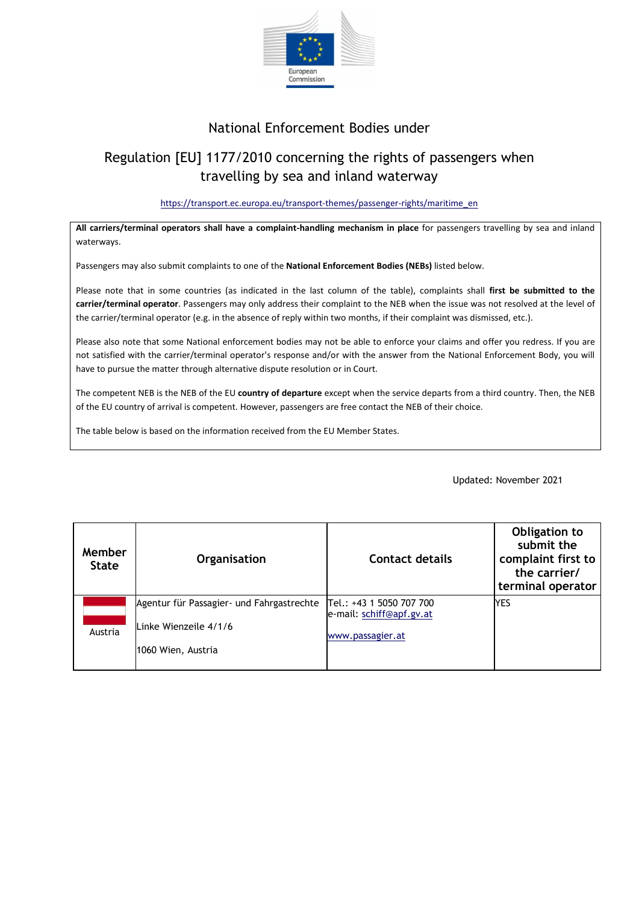European Commission

# National Enforcement Bodies under

## Regulation [EU] 1177/2010 concerning the rights of passengers when travelling by sea and inland waterway

https://transport.ec.europa.eu/transport-themes/passenger-rights/maritime_en

**All carriers/terminal operators shall have a complaint-handling mechanism in place** for passengers travelling by sea and inland waterways.

Passengers may also submit complaints to one of the **National Enforcement Bodies (NEBs)** listed below.

Please note that in some countries (as indicated in the last column of the table), complaints shall **first be submitted to the carrier/terminal operator**. Passengers may only address their complaint to the NEB when the issue was not resolved at the level of the carrier/terminal operator (e.g. in the absence of reply within two months, if their complaint was dismissed, etc.).

Please also note that some National enforcement bodies may not be able to enforce your claims and offer you redress. If you are not satisfied with the carrier/terminal operator's response and/or with the answer from the National Enforcement Body, you will have to pursue the matter through alternative dispute resolution or in Court.

The competent NEB is the NEB of the EU **country of departure** except when the service departs from a third country. Then, the NEB of the EU country of arrival is competent. However, passengers are free contact the NEB of their choice.

The table below is based on the information received from the EU Member States.

Updated: November 2021

| Member State | Organisation | Contact details | Obligation to submit the complaint first to the carrier/ terminal operator |
|---|---|---|---|
| Austria | Agentur für Passagier- und Fahrgastrechte<br><br>Linke Wienzeile 4/1/6<br><br>1060 Wien, Austria | Tel.: +43 1 5050 707 700<br>e-mail: schiff@apf.gv.at<br><br>www.passagier.at | YES |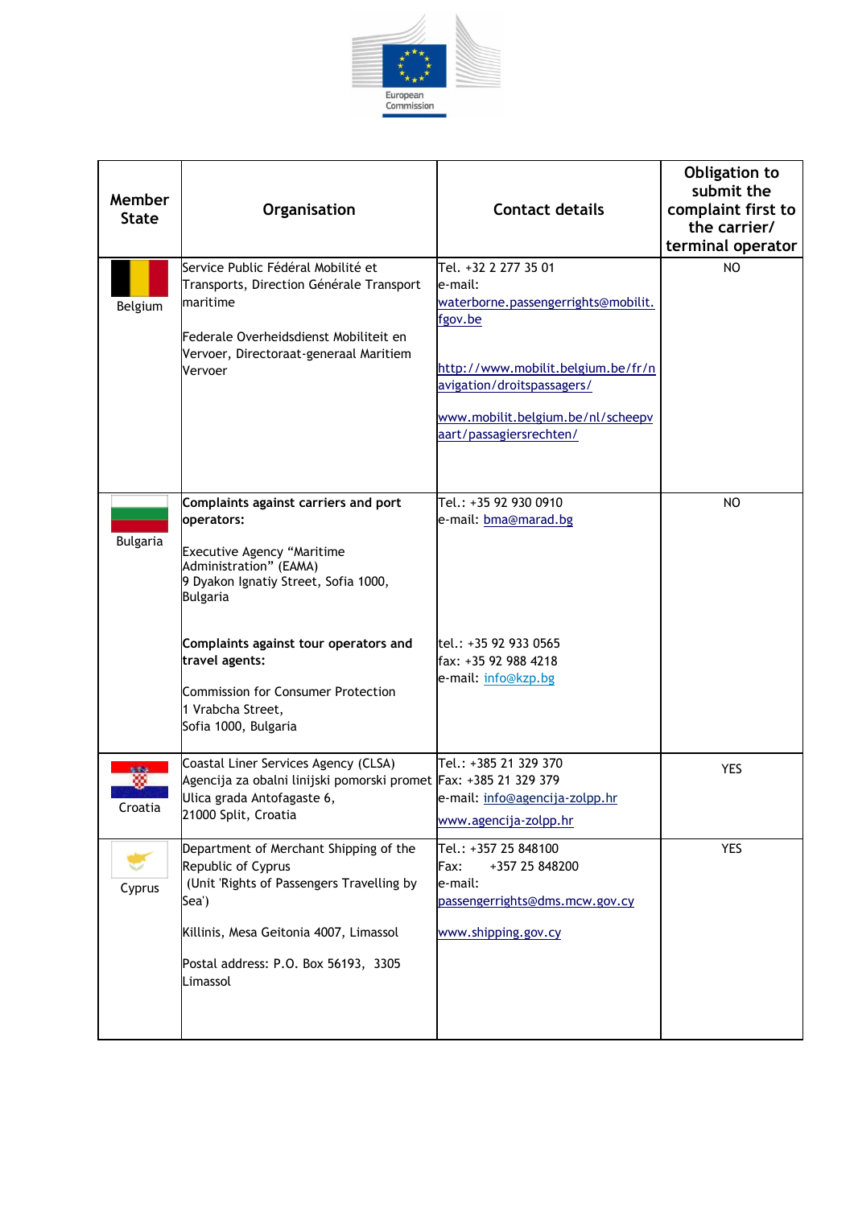| Member State | Organisation | Contact details | Obligation to submit the complaint first to the carrier/ terminal operator |
|---|---|---|---|
| Belgium | Service Public Fédéral Mobilité et Transports, Direction Générale Transport maritime<br><br>Federale Overheidsdienst Mobiliteit en Vervoer, Directoraat-generaal Maritiem Vervoer | Tel. +32 2 277 35 01<br>e-mail: waterborne.passengerrights@mobilit.fgov.be<br><br>http://www.mobilit.belgium.be/fr/navigation/droitspassagers/<br><br>www.mobilit.belgium.be/nl/scheepvaart/passagiersrechten/ | NO |
| Bulgaria | **Complaints against carriers and port operators:**<br><br>Executive Agency "Maritime Administration" (EAMA)<br>9 Dyakon Ignatiy Street, Sofia 1000, Bulgaria<br><br>**Complaints against tour operators and travel agents:**<br><br>Commission for Consumer Protection<br>1 Vrabcha Street,<br>Sofia 1000, Bulgaria | Tel.: +35 92 930 0910<br>e-mail: bma@marad.bg<br><br>tel.: +35 92 933 0565<br>fax: +35 92 988 4218<br>e-mail: info@kzp.bg | NO |
| Croatia | Coastal Liner Services Agency (CLSA)<br>Agencija za obalni linijski pomorski promet<br>Ulica grada Antofagaste 6,<br>21000 Split, Croatia | Tel.: +385 21 329 370<br>Fax: +385 21 329 379<br>e-mail: info@agencija-zolpp.hr<br>www.agencija-zolpp.hr | YES |
| Cyprus | Department of Merchant Shipping of the Republic of Cyprus<br>(Unit 'Rights of Passengers Travelling by Sea')<br><br>Killinis, Mesa Geitonia 4007, Limassol<br><br>Postal address: P.O. Box 56193, 3305 Limassol | Tel.: +357 25 848100<br>Fax: +357 25 848200<br>e-mail: passengerrights@dms.mcw.gov.cy<br><br>www.shipping.gov.cy | YES |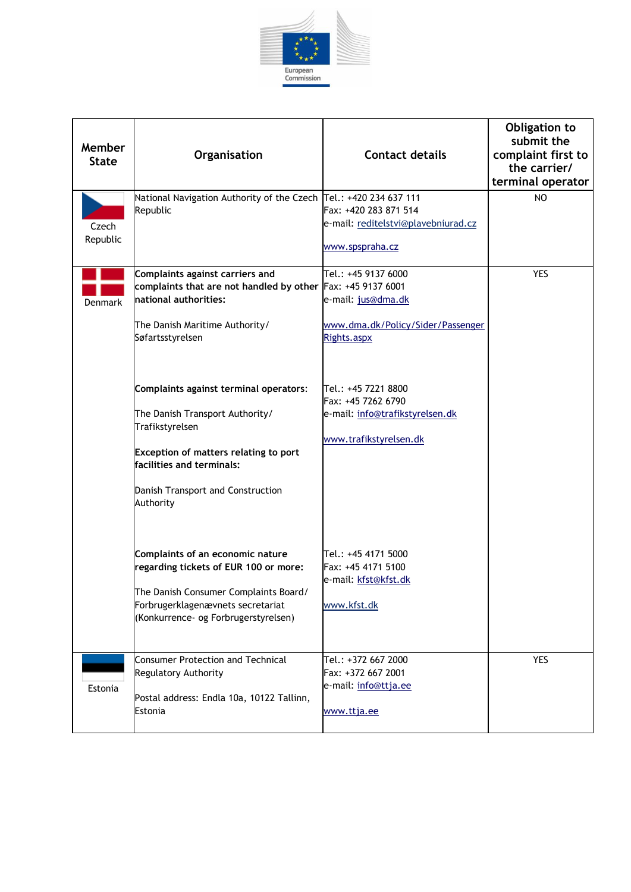| Member State | Organisation | Contact details | Obligation to submit the complaint first to the carrier/ terminal operator |
|---|---|---|---|
| Czech Republic | National Navigation Authority of the Czech Republic | Tel.: +420 234 637 111<br>Fax: +420 283 871 514<br>e-mail: reditelstvi@plavebniurad.cz<br><br>www.spspraha.cz | NO |
| Denmark | **Complaints against carriers and complaints that are not handled by other national authorities:**<br><br>The Danish Maritime Authority/ Søfartsstyrelsen<br><br>**Complaints against terminal operators:**<br><br>The Danish Transport Authority/ Trafikstyrelsen<br><br>**Exception of matters relating to port facilities and terminals:**<br><br>Danish Transport and Construction Authority<br><br>**Complaints of an economic nature regarding tickets of EUR 100 or more:**<br><br>The Danish Consumer Complaints Board/ Forbrugerklagenævnets secretariat (Konkurrence- og Forbrugerstyrelsen) | Tel.: +45 9137 6000<br>Fax: +45 9137 6001<br>e-mail: jus@dma.dk<br><br>www.dma.dk/Policy/Sider/PassengerRights.aspx<br><br>Tel.: +45 7221 8800<br>Fax: +45 7262 6790<br>e-mail: info@trafikstyrelsen.dk<br><br>www.trafikstyrelsen.dk<br><br>Tel.: +45 4171 5000<br>Fax: +45 4171 5100<br>e-mail: kfst@kfst.dk<br><br>www.kfst.dk | YES |
| Estonia | Consumer Protection and Technical Regulatory Authority<br><br>Postal address: Endla 10a, 10122 Tallinn, Estonia | Tel.: +372 667 2000<br>Fax: +372 667 2001<br>e-mail: info@ttja.ee<br><br>www.ttja.ee | YES |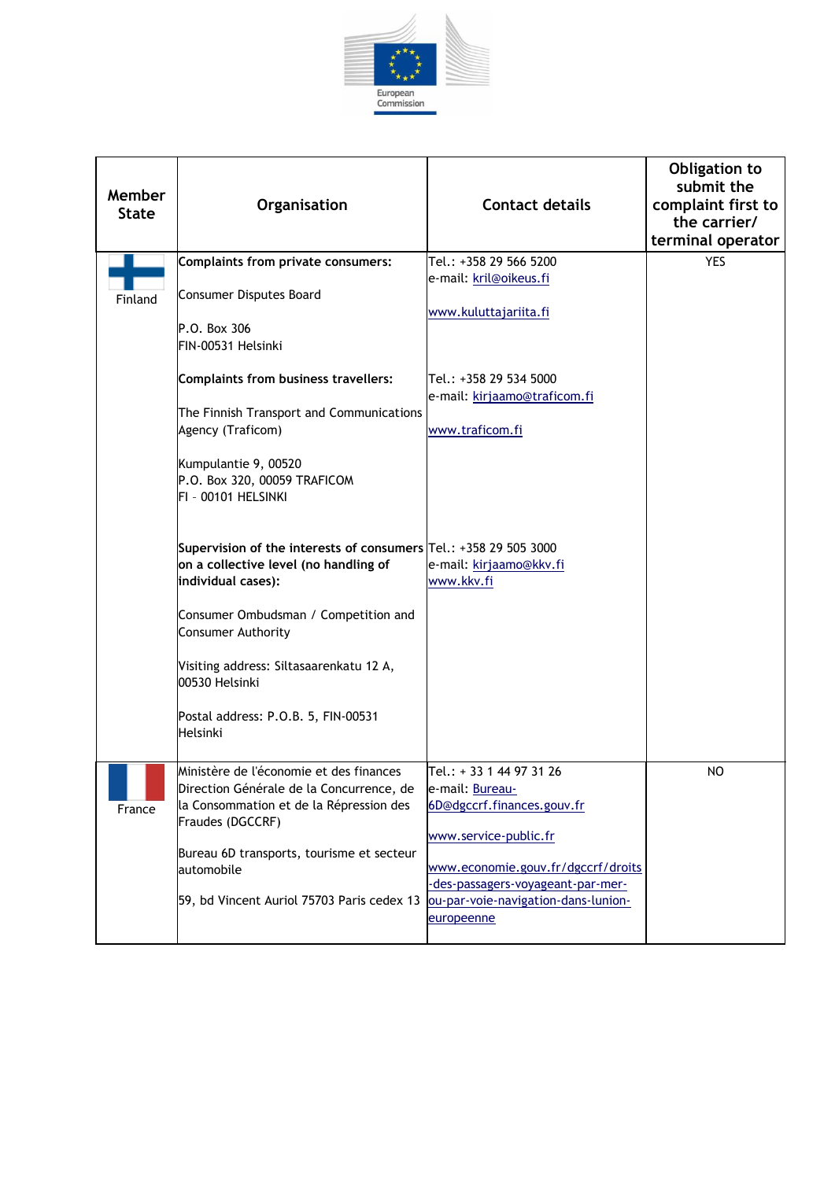| Member State | Organisation | Contact details | Obligation to submit the complaint first to the carrier/ terminal operator |
|---|---|---|---|
| Finland | **Complaints from private consumers:**<br><br>Consumer Disputes Board<br><br>P.O. Box 306<br>FIN-00531 Helsinki<br><br>**Complaints from business travellers:**<br><br>The Finnish Transport and Communications Agency (Traficom)<br><br>Kumpulantie 9, 00520<br>P.O. Box 320, 00059 TRAFICOM<br>FI – 00101 HELSINKI<br><br>**Supervision of the interests of consumers on a collective level (no handling of individual cases):**<br><br>Consumer Ombudsman / Competition and Consumer Authority<br><br>Visiting address: Siltasaarenkatu 12 A, 00530 Helsinki<br><br>Postal address: P.O.B. 5, FIN-00531 Helsinki | Tel.: +358 29 566 5200<br>e-mail: kril@oikeus.fi<br><br>www.kuluttajariita.fi<br><br>Tel.: +358 29 534 5000<br>e-mail: kirjaamo@traficom.fi<br><br>www.traficom.fi<br><br>Tel.: +358 29 505 3000<br>e-mail: kirjaamo@kkv.fi<br>www.kkv.fi | YES |
| France | Ministère de l'économie et des finances Direction Générale de la Concurrence, de la Consommation et de la Répression des Fraudes (DGCCRF)<br><br>Bureau 6D transports, tourisme et secteur automobile<br><br>59, bd Vincent Auriol 75703 Paris cedex 13 | Tel.: + 33 1 44 97 31 26<br>e-mail: Bureau-6D@dgccrf.finances.gouv.fr<br><br>www.service-public.fr<br><br>www.economie.gouv.fr/dgccrf/droits-des-passagers-voyageant-par-mer-ou-par-voie-navigation-dans-lunion-europeenne | NO |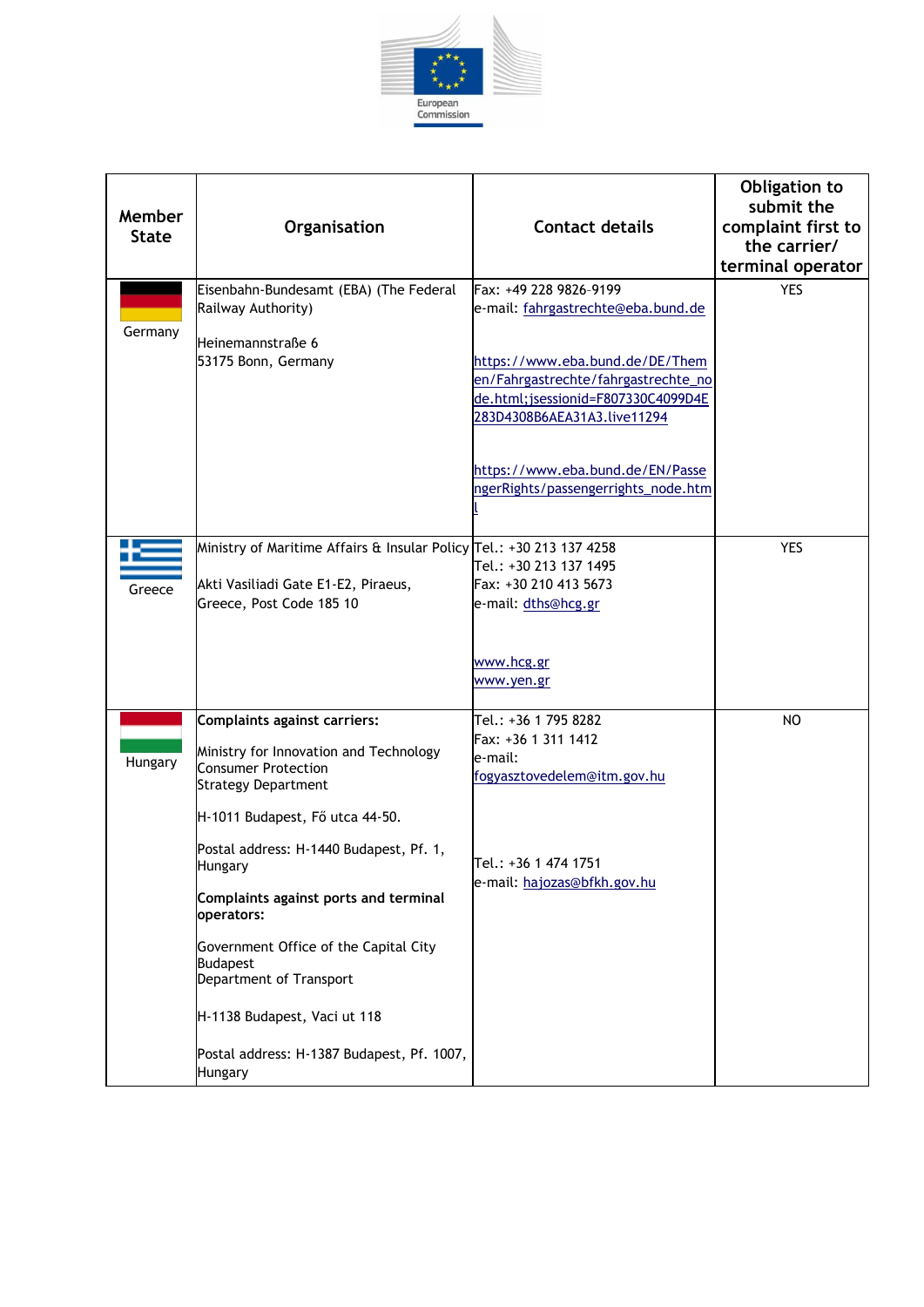| Member State | Organisation | Contact details | Obligation to submit the complaint first to the carrier/ terminal operator |
|---|---|---|---|
| Germany | Eisenbahn-Bundesamt (EBA) (The Federal Railway Authority)<br><br>Heinemannstraße 6<br>53175 Bonn, Germany | Fax: +49 228 9826-9199<br>e-mail: fahrgastrechte@eba.bund.de<br><br>https://www.eba.bund.de/DE/Themen/Fahrgastrechte/fahrgastrechte_node.html;jsessionid=F807330C4099D4E283D4308B6AEA31A3.live11294<br><br>https://www.eba.bund.de/EN/PassengerRights/passengerrights_node.html | YES |
| Greece | Ministry of Maritime Affairs & Insular Policy<br><br>Akti Vasiliadi Gate E1-E2, Piraeus, Greece, Post Code 185 10 | Tel.: +30 213 137 4258<br>Tel.: +30 213 137 1495<br>Fax: +30 210 413 5673<br>e-mail: dths@hcg.gr<br><br>www.hcg.gr<br>www.yen.gr | YES |
| Hungary | **Complaints against carriers:**<br><br>Ministry for Innovation and Technology<br>Consumer Protection<br>Strategy Department<br><br>H-1011 Budapest, Fő utca 44-50.<br><br>Postal address: H-1440 Budapest, Pf. 1, Hungary<br><br>**Complaints against ports and terminal operators:**<br><br>Government Office of the Capital City Budapest<br>Department of Transport<br><br>H-1138 Budapest, Vaci ut 118<br><br>Postal address: H-1387 Budapest, Pf. 1007, Hungary | Tel.: +36 1 795 8282<br>Fax: +36 1 311 1412<br>e-mail:<br>fogyasztovedelem@itm.gov.hu<br><br>Tel.: +36 1 474 1751<br>e-mail: hajozas@bfkh.gov.hu | NO |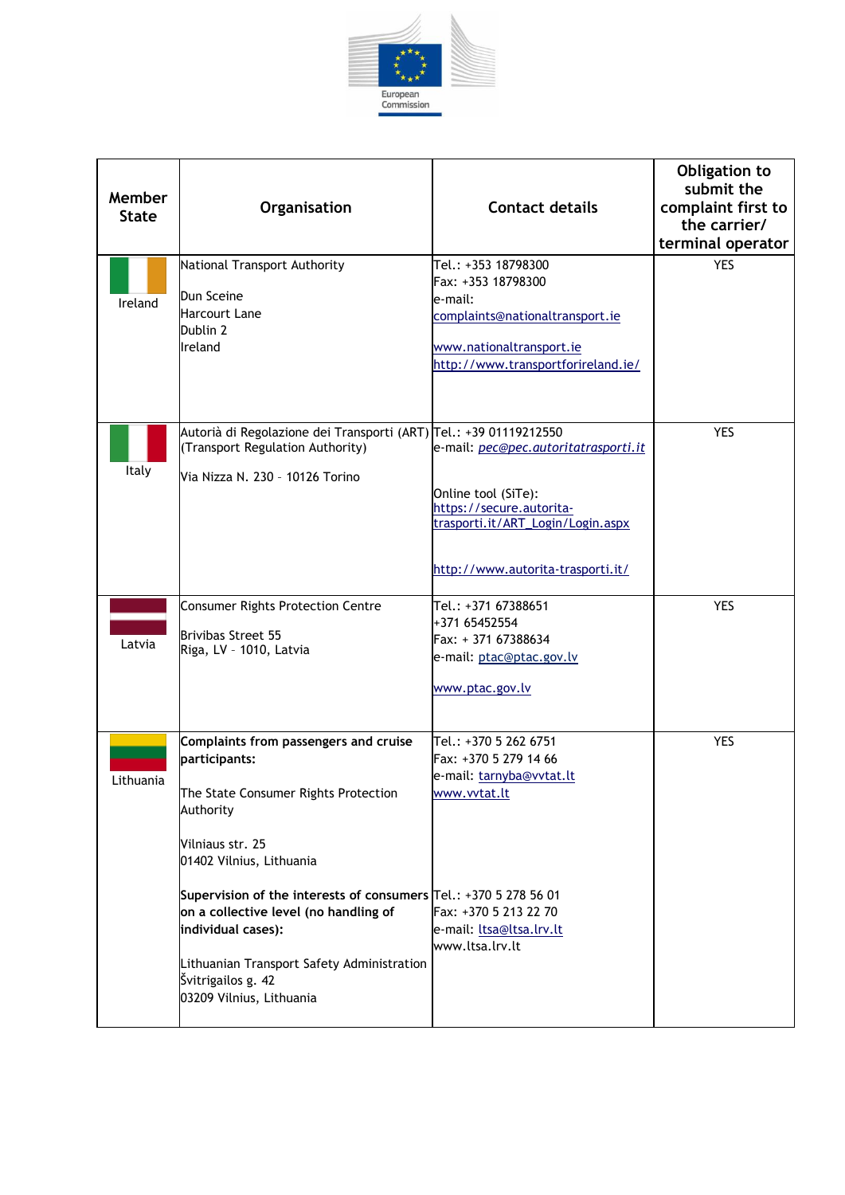| Member State | Organisation | Contact details | Obligation to submit the complaint first to the carrier/ terminal operator |
|---|---|---|---|
| Ireland | National Transport Authority<br><br>Dun Sceine<br>Harcourt Lane<br>Dublin 2<br>Ireland | Tel.: +353 18798300<br>Fax: +353 18798300<br>e-mail:<br>complaints@nationaltransport.ie<br><br>www.nationaltransport.ie<br>http://www.transportforireland.ie/ | YES |
| Italy | Autorià di Regolazione dei Trasporti (ART)<br>(Transport Regulation Authority)<br><br>Via Nizza N. 230 - 10126 Torino | Tel.: +39 01119212550<br>e-mail: *pec@pec.autoritatrasporti.it*<br><br>Online tool (SiTe):<br>https://secure.autorita-trasporti.it/ART_Login/Login.aspx<br><br>http://www.autorita-trasporti.it/ | YES |
| Latvia | Consumer Rights Protection Centre<br><br>Brivibas Street 55<br>Riga, LV - 1010, Latvia | Tel.: +371 67388651<br>+371 65452554<br>Fax: + 371 67388634<br>e-mail: ptac@ptac.gov.lv<br><br>www.ptac.gov.lv | YES |
| Lithuania | **Complaints from passengers and cruise participants:**<br><br>The State Consumer Rights Protection Authority<br><br>Vilniaus str. 25<br>01402 Vilnius, Lithuania<br><br>**Supervision of the interests of consumers on a collective level (no handling of individual cases):**<br><br>Lithuanian Transport Safety Administration<br>Švitrigailos g. 42<br>03209 Vilnius, Lithuania | Tel.: +370 5 262 6751<br>Fax: +370 5 279 14 66<br>e-mail: tarnyba@vvtat.lt<br>www.vvtat.lt<br><br>Tel.: +370 5 278 56 01<br>Fax: +370 5 213 22 70<br>e-mail: ltsa@ltsa.lrv.lt<br>www.ltsa.lrv.lt | YES |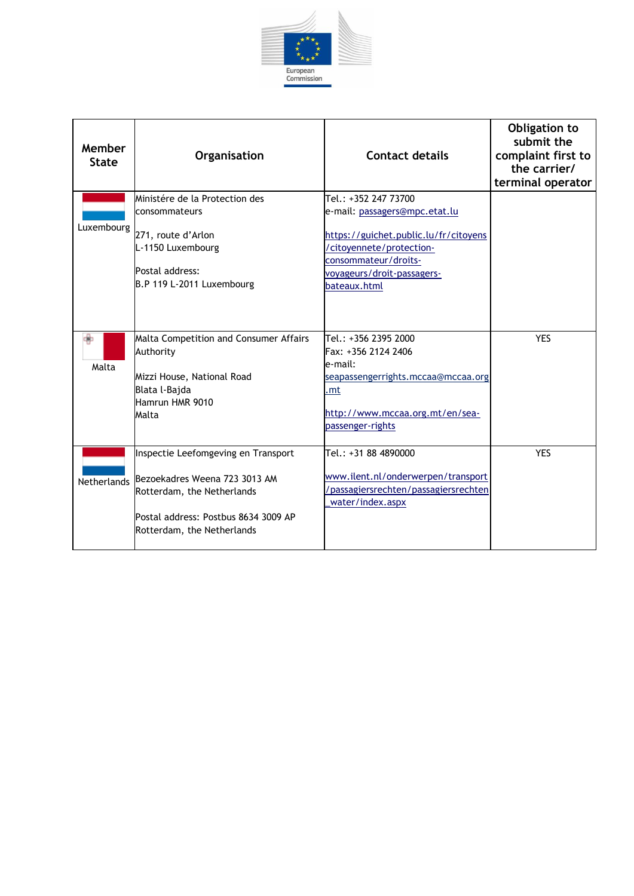| Member State | Organisation | Contact details | Obligation to submit the complaint first to the carrier/ terminal operator |
|---|---|---|---|
| Luxembourg | Ministére de la Protection des consommateurs<br><br>271, route d'Arlon<br>L-1150 Luxembourg<br><br>Postal address:<br>B.P 119 L-2011 Luxembourg | Tel.: +352 247 73700<br>e-mail: passagers@mpc.etat.lu<br><br>https://guichet.public.lu/fr/citoyens/citoyennete/protection-consommateur/droits-voyageurs/droit-passagers-bateaux.html | |
| Malta | Malta Competition and Consumer Affairs Authority<br><br>Mizzi House, National Road<br>Blata l-Bajda<br>Hamrun HMR 9010<br>Malta | Tel.: +356 2395 2000<br>Fax: +356 2124 2406<br>e-mail:<br>seapassengerrights.mccaa@mccaa.org.mt<br><br>http://www.mccaa.org.mt/en/sea-passenger-rights | YES |
| Netherlands | Inspectie Leefomgeving en Transport<br><br>Bezoekadres Weena 723 3013 AM Rotterdam, the Netherlands<br><br>Postal address: Postbus 8634 3009 AP Rotterdam, the Netherlands | Tel.: +31 88 4890000<br><br>www.ilent.nl/onderwerpen/transport/passagiersrechten/passagiersrechten_water/index.aspx | YES |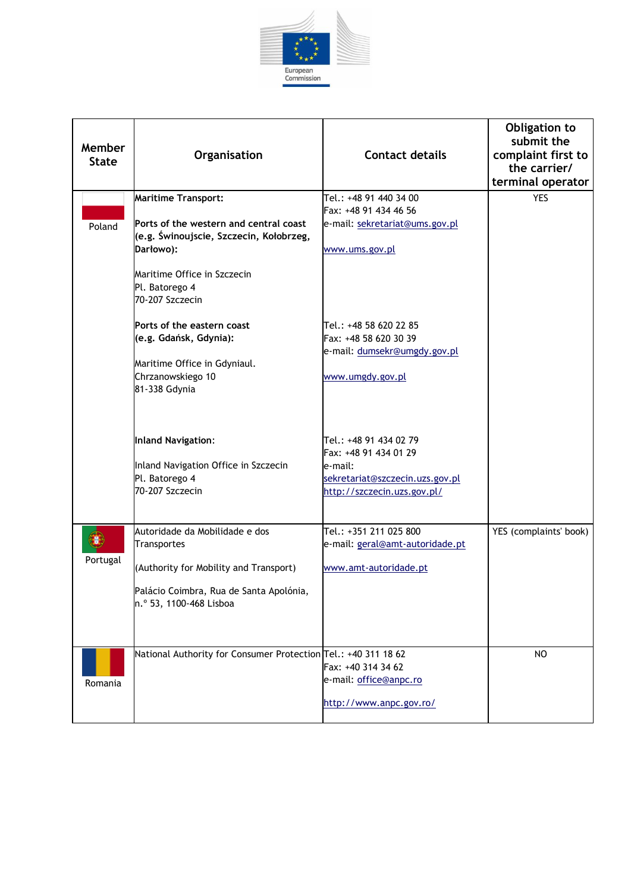| Member State | Organisation | Contact details | Obligation to submit the complaint first to the carrier/ terminal operator |
|---|---|---|---|
| Poland | **Maritime Transport:**<br><br>**Ports of the western and central coast (e.g. Świnoujscie, Szczecin, Kołobrzeg, Darłowo):**<br><br>Maritime Office in Szczecin<br>Pl. Batorego 4<br>70-207 Szczecin<br><br>**Ports of the eastern coast (e.g. Gdańsk, Gdynia):**<br><br>Maritime Office in Gdyniaul. Chrzanowskiego 10<br>81-338 Gdynia<br><br>**Inland Navigation**:<br><br>Inland Navigation Office in Szczecin<br>Pl. Batorego 4<br>70-207 Szczecin | Tel.: +48 91 440 34 00<br>Fax: +48 91 434 46 56<br>e-mail: sekretariat@ums.gov.pl<br><br>www.ums.gov.pl<br><br>Tel.: +48 58 620 22 85<br>Fax: +48 58 620 30 39<br>e-mail: dumsekr@umgdy.gov.pl<br><br>www.umgdy.gov.pl<br><br>Tel.: +48 91 434 02 79<br>Fax: +48 91 434 01 29<br>e-mail:<br>sekretariat@szczecin.uzs.gov.pl<br>http://szczecin.uzs.gov.pl/ | YES |
| Portugal | Autoridade da Mobilidade e dos Transportes<br><br>(Authority for Mobility and Transport)<br><br>Palácio Coimbra, Rua de Santa Apolónia, n.º 53, 1100-468 Lisboa | Tel.: +351 211 025 800<br>e-mail: geral@amt-autoridade.pt<br><br>www.amt-autoridade.pt | YES (complaints' book) |
| Romania | National Authority for Consumer Protection | Tel.: +40 311 18 62<br>Fax: +40 314 34 62<br>e-mail: office@anpc.ro<br><br>http://www.anpc.gov.ro/ | NO |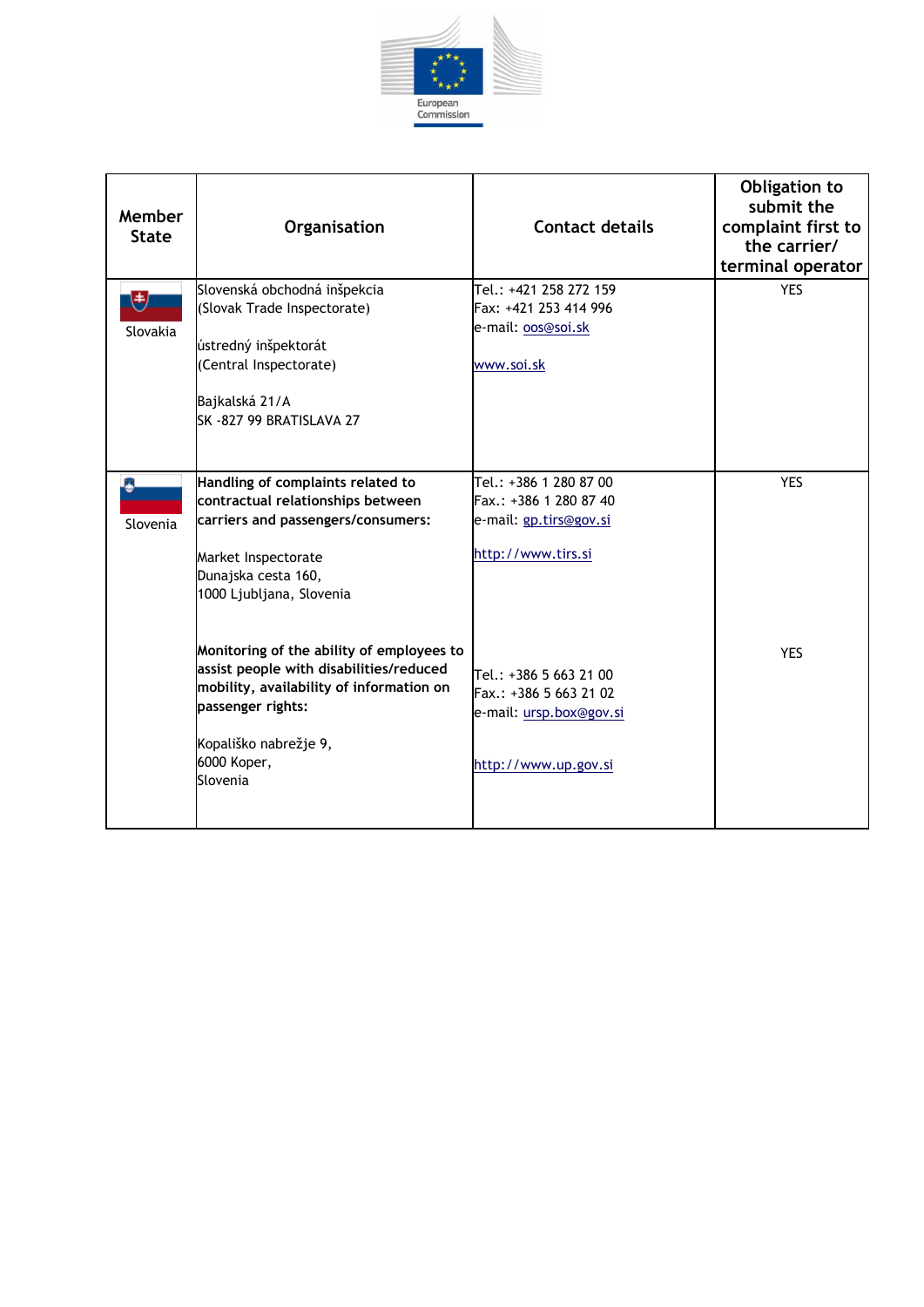| Member State | Organisation | Contact details | Obligation to submit the complaint first to the carrier/ terminal operator |
|---|---|---|---|
| Slovakia | Slovenská obchodná inšpekcia<br>(Slovak Trade Inspectorate)<br><br>ústredný inšpektorát<br>(Central Inspectorate)<br><br>Bajkalská 21/A<br>SK -827 99 BRATISLAVA 27 | Tel.: +421 258 272 159<br>Fax: +421 253 414 996<br>e-mail: oos@soi.sk<br><br>www.soi.sk | YES |
| Slovenia | **Handling of complaints related to contractual relationships between carriers and passengers/consumers:**<br><br>Market Inspectorate<br>Dunajska cesta 160,<br>1000 Ljubljana, Slovenia | Tel.: +386 1 280 87 00<br>Fax.: +386 1 280 87 40<br>e-mail: gp.tirs@gov.si<br><br>http://www.tirs.si | YES |
| | **Monitoring of the ability of employees to assist people with disabilities/reduced mobility, availability of information on passenger rights:**<br><br>Kopališko nabrežje 9,<br>6000 Koper,<br>Slovenia | Tel.: +386 5 663 21 00<br>Fax.: +386 5 663 21 02<br>e-mail: ursp.box@gov.si<br><br>http://www.up.gov.si | YES |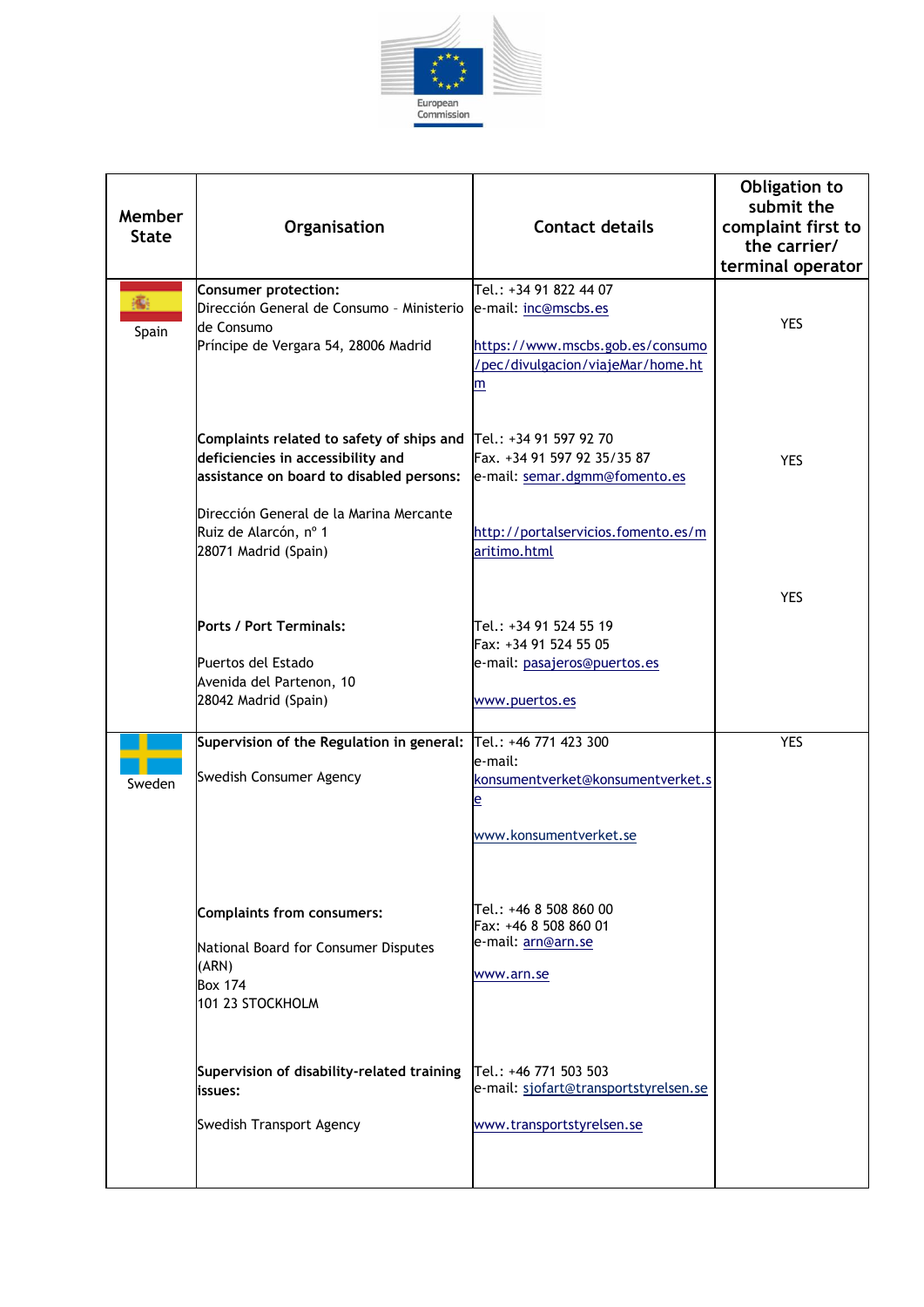| Member State | Organisation | Contact details | Obligation to submit the complaint first to the carrier/ terminal operator |
|---|---|---|---|
| Spain | **Consumer protection:**<br>Dirección General de Consumo – Ministerio de Consumo<br>Príncipe de Vergara 54, 28006 Madrid | Tel.: +34 91 822 44 07<br>e-mail: inc@mscbs.es<br><br>https://www.mscbs.gob.es/consumo/pec/divulgacion/viajeMar/home.htm | YES |
| | **Complaints related to safety of ships and deficiencies in accessibility and assistance on board to disabled persons:**<br><br>Dirección General de la Marina Mercante<br>Ruiz de Alarcón, nº 1<br>28071 Madrid (Spain) | Tel.: +34 91 597 92 70<br>Fax. +34 91 597 92 35/35 87<br>e-mail: semar.dgmm@fomento.es<br><br>http://portalservicios.fomento.es/maritimo.html | YES |
| | **Ports / Port Terminals:**<br><br>Puertos del Estado<br>Avenida del Partenon, 10<br>28042 Madrid (Spain) | Tel.: +34 91 524 55 19<br>Fax: +34 91 524 55 05<br>e-mail: pasajeros@puertos.es<br><br>www.puertos.es | YES |
| Sweden | **Supervision of the Regulation in general:**<br><br>Swedish Consumer Agency | Tel.: +46 771 423 300<br>e-mail: konsumentverket@konsumentverket.se<br><br>www.konsumentverket.se | YES |
| | **Complaints from consumers:**<br><br>National Board for Consumer Disputes (ARN)<br>Box 174<br>101 23 STOCKHOLM | Tel.: +46 8 508 860 00<br>Fax: +46 8 508 860 01<br>e-mail: arn@arn.se<br><br>www.arn.se | |
| | **Supervision of disability-related training issues:**<br><br>Swedish Transport Agency | Tel.: +46 771 503 503<br>e-mail: sjofart@transportstyrelsen.se<br><br>www.transportstyrelsen.se | |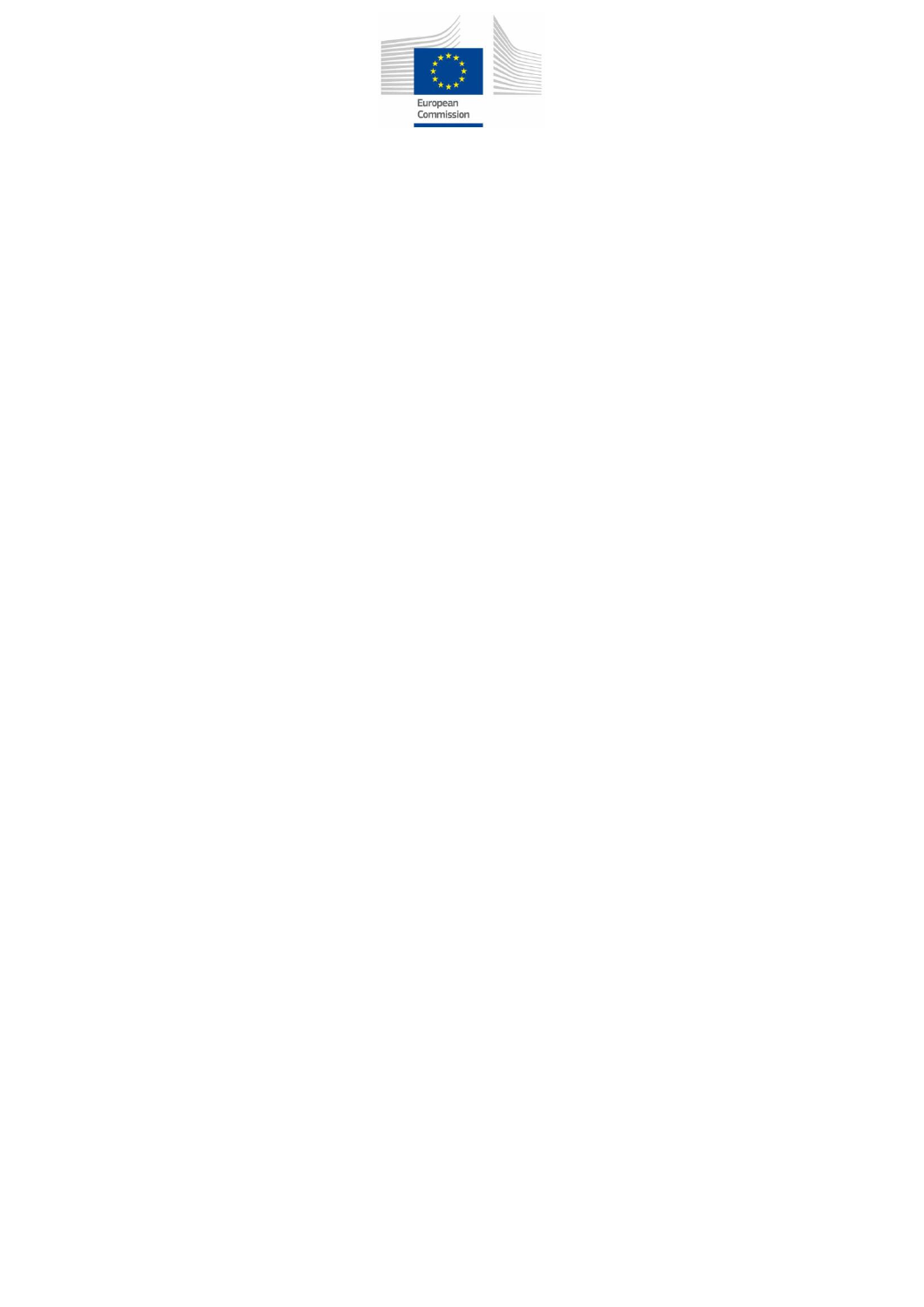European Commission